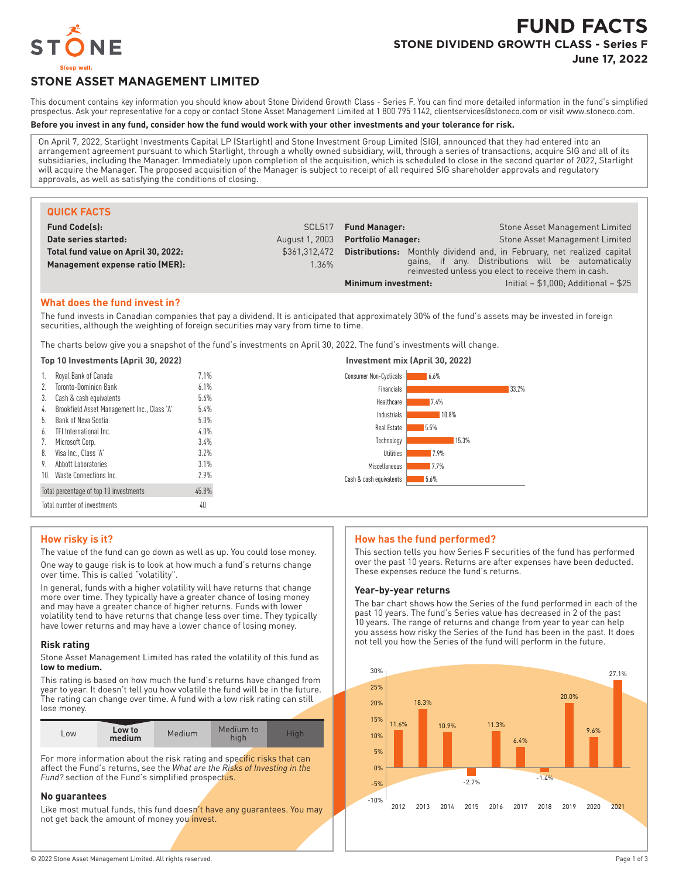# FUND FACTS

## STONE DIVIDEND GROWTH CLASS - Series F

**June 17, 2022**

STONE
Sleep well.

## STONE ASSET MANAGEMENT LIMITED

This document contains key information you should know about Stone Dividend Growth Class - Series F. You can find more detailed information in the fund's simplified prospectus. Ask your representative for a copy or contact Stone Asset Management Limited at 1 800 795 1142, clientservices@stoneco.com or visit www.stoneco.com.

**Before you invest in any fund, consider how the fund would work with your other investments and your tolerance for risk.**

On April 7, 2022, Starlight Investments Capital LP (Starlight) and Stone Investment Group Limited (SIG), announced that they had entered into an arrangement agreement pursuant to which Starlight, through a wholly owned subsidiary, will, through a series of transactions, acquire SIG and all of its subsidiaries, including the Manager. Immediately upon completion of the acquisition, which is scheduled to close in the second quarter of 2022, Starlight will acquire the Manager. The proposed acquisition of the Manager is subject to receipt of all required SIG shareholder approvals and regulatory approvals, as well as satisfying the conditions of closing.

### QUICK FACTS

| | | | |
|---|---|---|---|
| **Fund Code(s):** | SCL517 | **Fund Manager:** | Stone Asset Management Limited |
| **Date series started:** | August 1, 2003 | **Portfolio Manager:** | Stone Asset Management Limited |
| **Total fund value on April 30, 2022:** | $361,312,472 | **Distributions:** | Monthly dividend and, in February, net realized capital gains, if any. Distributions will be automatically reinvested unless you elect to receive them in cash. |
| **Management expense ratio (MER):** | 1.36% | **Minimum investment:** | Initial – $1,000; Additional – $25 |

### What does the fund invest in?

The fund invests in Canadian companies that pay a dividend. It is anticipated that approximately 30% of the fund's assets may be invested in foreign securities, although the weighting of foreign securities may vary from time to time.

The charts below give you a snapshot of the fund's investments on April 30, 2022. The fund's investments will change.

**Top 10 Investments (April 30, 2022)**

| | Investment | % |
|---|---|---|
| 1. | Royal Bank of Canada | 7.1% |
| 2. | Toronto-Dominion Bank | 6.1% |
| 3. | Cash & cash equivalents | 5.6% |
| 4. | Brookfield Asset Management Inc., Class 'A' | 5.4% |
| 5. | Bank of Nova Scotia | 5.0% |
| 6. | TFI International Inc. | 4.0% |
| 7. | Microsoft Corp. | 3.4% |
| 8. | Visa Inc., Class 'A' | 3.2% |
| 9. | Abbott Laboratories | 3.1% |
| 10. | Waste Connections Inc. | 2.9% |
| | Total percentage of top 10 investments | 45.8% |
| | Total number of investments | 40 |

**Investment mix (April 30, 2022)**

| Sector | % |
|---|---|
| Consumer Non-Cyclicals | 6.6% |
| Financials | 33.2% |
| Healthcare | 7.4% |
| Industrials | 10.8% |
| Real Estate | 5.5% |
| Technology | 15.3% |
| Utilities | 7.9% |
| Miscellaneous | 7.7% |
| Cash & cash equivalents | 5.6% |

### How risky is it?

The value of the fund can go down as well as up. You could lose money.

One way to gauge risk is to look at how much a fund's returns change over time. This is called "volatility".

In general, funds with a higher volatility will have returns that change more over time. They typically have a greater chance of losing more and may have a greater chance of higher returns. Funds with lower volatility tend to have returns that change less over time. They typically have lower returns and may have a lower chance of losing money.

#### Risk rating

Stone Asset Management Limited has rated the volatility of this fund as **low to medium.**

This rating is based on how much the fund's returns have changed from year to year. It doesn't tell you how volatile the fund will be in the future. The rating can change over time. A fund with a low risk rating can still lose money.

| Low | **Low to medium** | Medium | Medium to high | High |
|---|---|---|---|---|

For more information about the risk rating and specific risks that can affect the Fund's returns, see the *What are the Risks of Investing in the Fund?* section of the Fund's simplified prospectus.

#### No guarantees

Like most mutual funds, this fund doesn't have any guarantees. You may not get back the amount of money you invest.

### How has the fund performed?

This section tells you how Series F securities of the fund has performed over the past 10 years. Returns are after expenses have been deducted. These expenses reduce the fund's returns.

#### Year-by-year returns

The bar chart shows how the Series of the fund performed in each of the past 10 years. The fund's Series value has decreased in 2 of the past 10 years. The range of returns and change from year to year can help you assess how risky the Series of the fund has been in the past. It does not tell you how the Series of the fund will perform in the future.

| Year | 2012 | 2013 | 2014 | 2015 | 2016 | 2017 | 2018 | 2019 | 2020 | 2021 |
|---|---|---|---|---|---|---|---|---|---|---|
| Return | 11.6% | 18.3% | 10.9% | -2.7% | 11.3% | 6.4% | -1.4% | 20.0% | 9.6% | 27.1% |

© 2022 Stone Asset Management Limited. All rights reserved.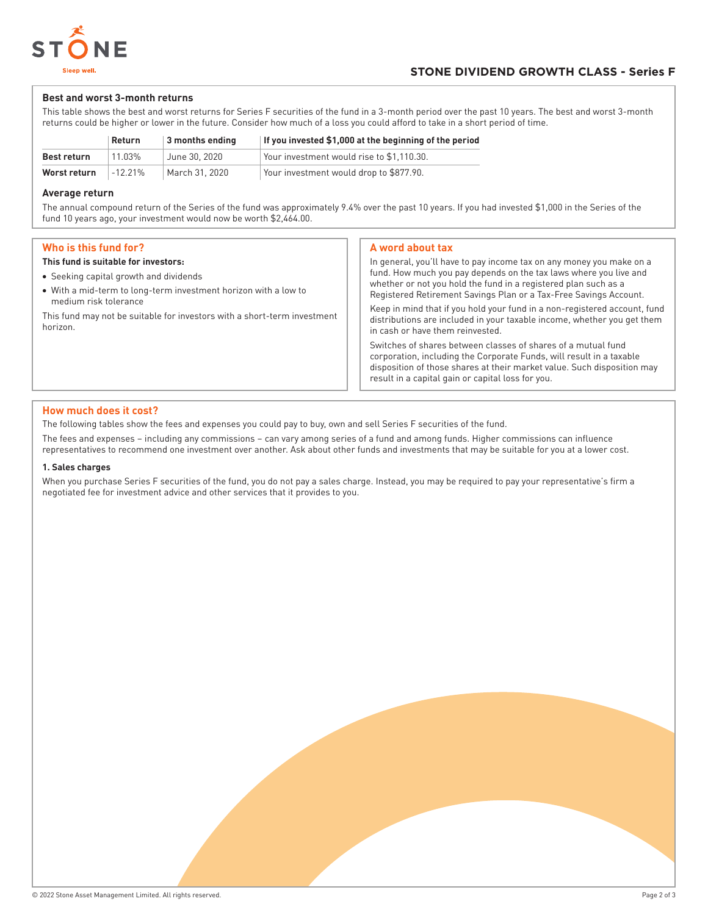### Best and worst 3-month returns

This table shows the best and worst returns for Series F securities of the fund in a 3-month period over the past 10 years. The best and worst 3-month returns could be higher or lower in the future. Consider how much of a loss you could afford to take in a short period of time.

| | Return | 3 months ending | If you invested $1,000 at the beginning of the period |
|---|---|---|---|
| **Best return** | 11.03% | June 30, 2020 | Your investment would rise to $1,110.30. |
| **Worst return** | -12.21% | March 31, 2020 | Your investment would drop to $877.90. |

### Average return

The annual compound return of the Series of the fund was approximately 9.4% over the past 10 years. If you had invested $1,000 in the Series of the fund 10 years ago, your investment would now be worth $2,464.00.

## Who is this fund for?

**This fund is suitable for investors:**

- Seeking capital growth and dividends
- With a mid-term to long-term investment horizon with a low to medium risk tolerance

This fund may not be suitable for investors with a short-term investment horizon.

## A word about tax

In general, you'll have to pay income tax on any money you make on a fund. How much you pay depends on the tax laws where you live and whether or not you hold the fund in a registered plan such as a Registered Retirement Savings Plan or a Tax-Free Savings Account.

Keep in mind that if you hold your fund in a non-registered account, fund distributions are included in your taxable income, whether you get them in cash or have them reinvested.

Switches of shares between classes of shares of a mutual fund corporation, including the Corporate Funds, will result in a taxable disposition of those shares at their market value. Such disposition may result in a capital gain or capital loss for you.

## How much does it cost?

The following tables show the fees and expenses you could pay to buy, own and sell Series F securities of the fund.

The fees and expenses – including any commissions – can vary among series of a fund and among funds. Higher commissions can influence representatives to recommend one investment over another. Ask about other funds and investments that may be suitable for you at a lower cost.

### 1. Sales charges

When you purchase Series F securities of the fund, you do not pay a sales charge. Instead, you may be required to pay your representative's firm a negotiated fee for investment advice and other services that it provides to you.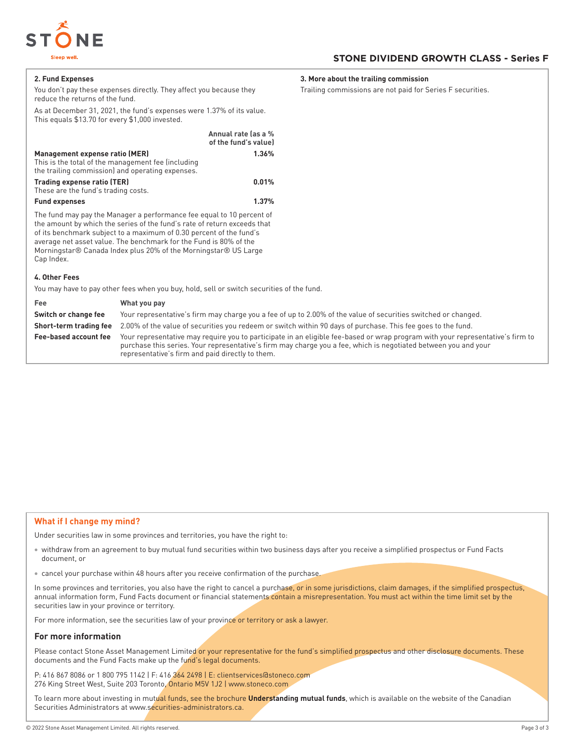# STONE DIVIDEND GROWTH CLASS - Series F

## 2. Fund Expenses

You don't pay these expenses directly. They affect you because they reduce the returns of the fund.

As at December 31, 2021, the fund's expenses were 1.37% of its value. This equals $13.70 for every $1,000 invested.

| | Annual rate (as a % of the fund's value) |
|---|---|
| **Management expense ratio (MER)** This is the total of the management fee (including the trailing commission) and operating expenses. | **1.36%** |
| **Trading expense ratio (TER)** These are the fund's trading costs. | **0.01%** |
| **Fund expenses** | **1.37%** |

The fund may pay the Manager a performance fee equal to 10 percent of the amount by which the series of the fund's rate of return exceeds that of its benchmark subject to a maximum of 0.30 percent of the fund's average net asset value. The benchmark for the Fund is 80% of the Morningstar® Canada Index plus 20% of the Morningstar® US Large Cap Index.

## 3. More about the trailing commission

Trailing commissions are not paid for Series F securities.

## 4. Other Fees

You may have to pay other fees when you buy, hold, sell or switch securities of the fund.

| Fee | What you pay |
|---|---|
| **Switch or change fee** | Your representative's firm may charge you a fee of up to 2.00% of the value of securities switched or changed. |
| **Short-term trading fee** | 2.00% of the value of securities you redeem or switch within 90 days of purchase. This fee goes to the fund. |
| **Fee-based account fee** | Your representative may require you to participate in an eligible fee-based or wrap program with your representative's firm to purchase this series. Your representative's firm may charge you a fee, which is negotiated between you and your representative's firm and paid directly to them. |

## What if I change my mind?

Under securities law in some provinces and territories, you have the right to:

- withdraw from an agreement to buy mutual fund securities within two business days after you receive a simplified prospectus or Fund Facts document, or
- cancel your purchase within 48 hours after you receive confirmation of the purchase.

In some provinces and territories, you also have the right to cancel a purchase, or in some jurisdictions, claim damages, if the simplified prospectus, annual information form, Fund Facts document or financial statements contain a misrepresentation. You must act within the time limit set by the securities law in your province or territory.

For more information, see the securities law of your province or territory or ask a lawyer.

## For more information

Please contact Stone Asset Management Limited or your representative for the fund's simplified prospectus and other disclosure documents. These documents and the Fund Facts make up the fund's legal documents.

P: 416 867 8086 or 1 800 795 1142 | F: 416 364 2498 | E: clientservices@stoneco.com
276 King Street West, Suite 203 Toronto, Ontario M5V 1J2 | www.stoneco.com

To learn more about investing in mutual funds, see the brochure **Understanding mutual funds**, which is available on the website of the Canadian Securities Administrators at www.securities-administrators.ca.

© 2022 Stone Asset Management Limited. All rights reserved.